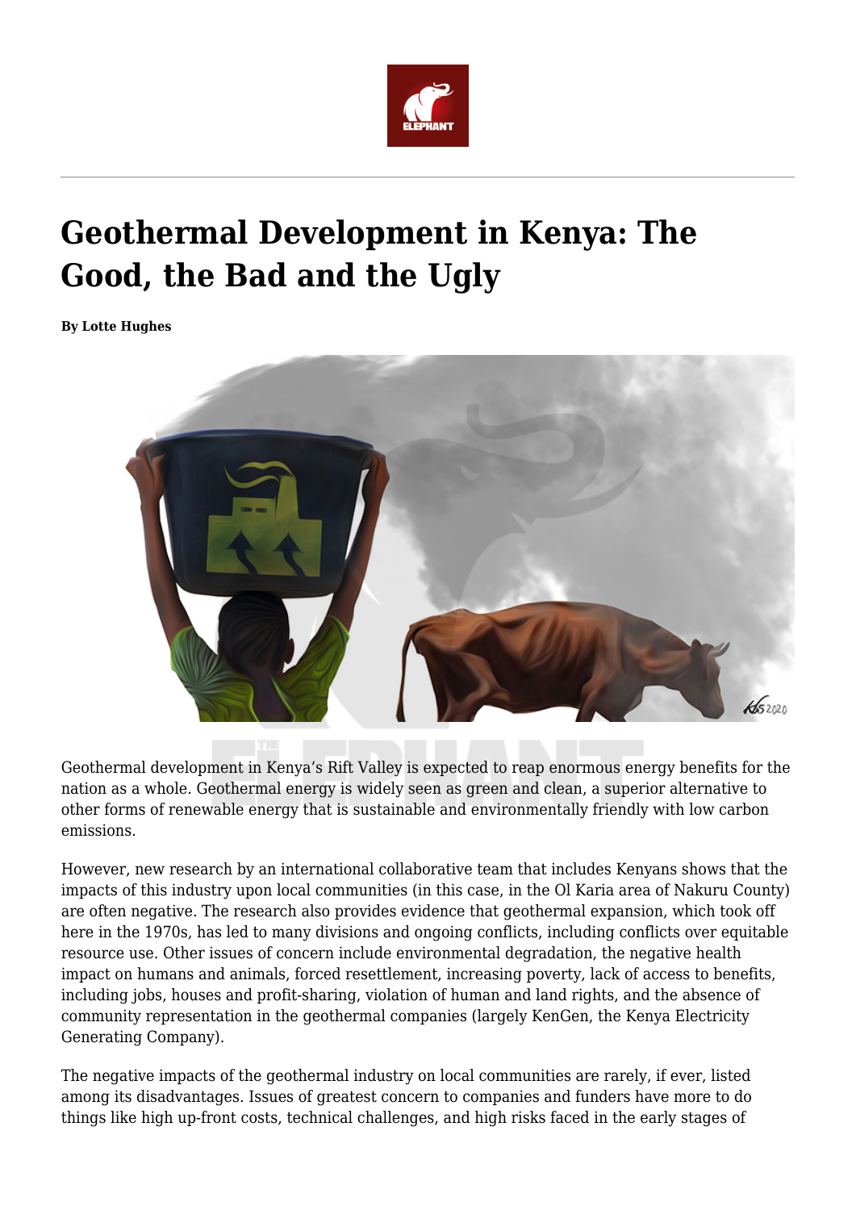# Geothermal Development in Kenya: The Good, the Bad and the Ugly

**By Lotte Hughes**

Geothermal development in Kenya's Rift Valley is expected to reap enormous energy benefits for the nation as a whole. Geothermal energy is widely seen as green and clean, a superior alternative to other forms of renewable energy that is sustainable and environmentally friendly with low carbon emissions.

However, new research by an international collaborative team that includes Kenyans shows that the impacts of this industry upon local communities (in this case, in the Ol Karia area of Nakuru County) are often negative. The research also provides evidence that geothermal expansion, which took off here in the 1970s, has led to many divisions and ongoing conflicts, including conflicts over equitable resource use. Other issues of concern include environmental degradation, the negative health impact on humans and animals, forced resettlement, increasing poverty, lack of access to benefits, including jobs, houses and profit-sharing, violation of human and land rights, and the absence of community representation in the geothermal companies (largely KenGen, the Kenya Electricity Generating Company).

The negative impacts of the geothermal industry on local communities are rarely, if ever, listed among its disadvantages. Issues of greatest concern to companies and funders have more to do things like high up-front costs, technical challenges, and high risks faced in the early stages of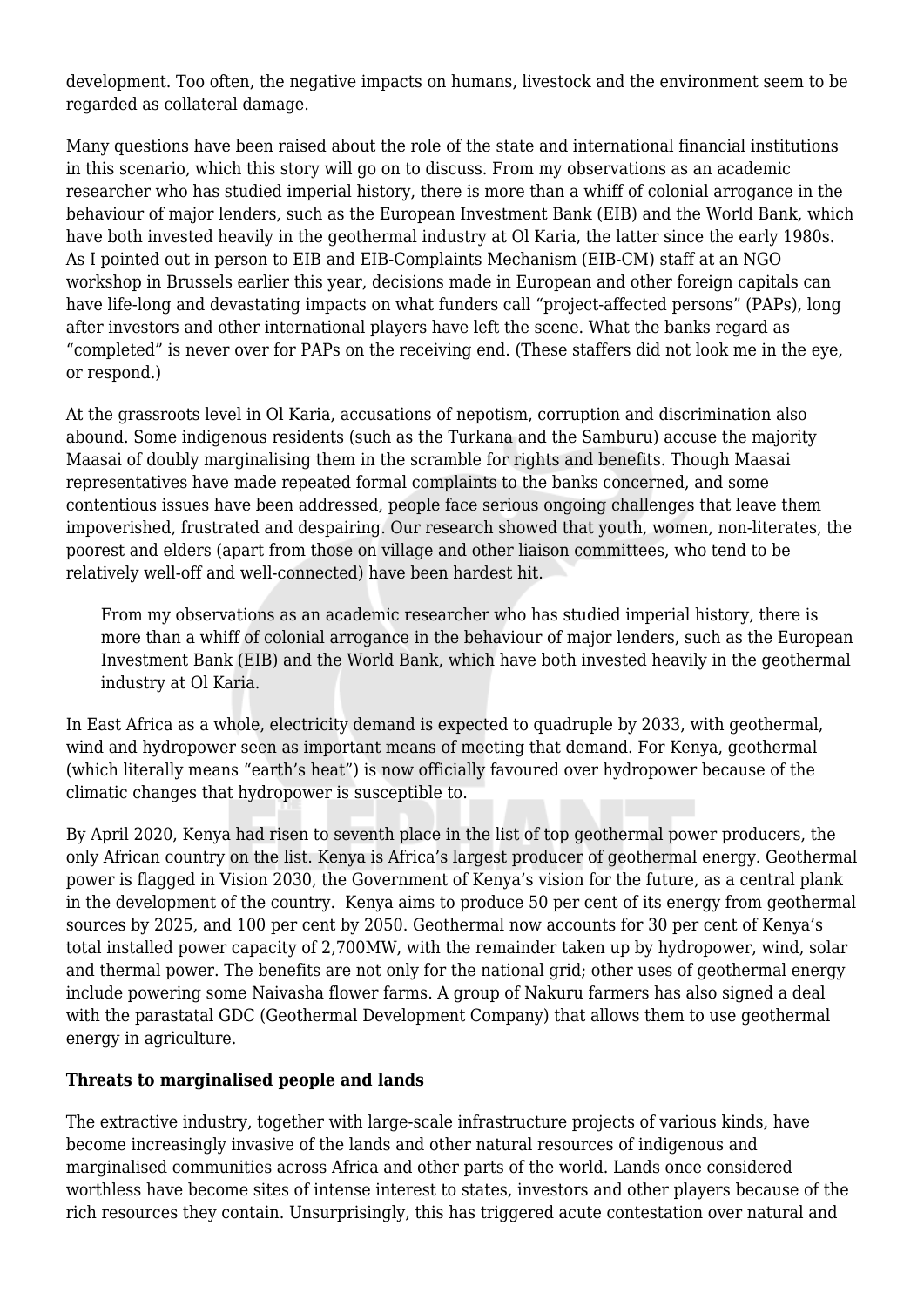development. Too often, the negative impacts on humans, livestock and the environment seem to be regarded as collateral damage.

Many questions have been raised about the role of the state and international financial institutions in this scenario, which this story will go on to discuss. From my observations as an academic researcher who has studied imperial history, there is more than a whiff of colonial arrogance in the behaviour of major lenders, such as the European Investment Bank (EIB) and the World Bank, which have both invested heavily in the geothermal industry at Ol Karia, the latter since the early 1980s. As I pointed out in person to EIB and EIB-Complaints Mechanism (EIB-CM) staff at an NGO workshop in Brussels earlier this year, decisions made in European and other foreign capitals can have life-long and devastating impacts on what funders call "project-affected persons" (PAPs), long after investors and other international players have left the scene. What the banks regard as "completed" is never over for PAPs on the receiving end. (These staffers did not look me in the eye, or respond.)

At the grassroots level in Ol Karia, accusations of nepotism, corruption and discrimination also abound. Some indigenous residents (such as the Turkana and the Samburu) accuse the majority Maasai of doubly marginalising them in the scramble for rights and benefits. Though Maasai representatives have made repeated formal complaints to the banks concerned, and some contentious issues have been addressed, people face serious ongoing challenges that leave them impoverished, frustrated and despairing. Our research showed that youth, women, non-literates, the poorest and elders (apart from those on village and other liaison committees, who tend to be relatively well-off and well-connected) have been hardest hit.

> From my observations as an academic researcher who has studied imperial history, there is more than a whiff of colonial arrogance in the behaviour of major lenders, such as the European Investment Bank (EIB) and the World Bank, which have both invested heavily in the geothermal industry at Ol Karia.

In East Africa as a whole, electricity demand is expected to quadruple by 2033, with geothermal, wind and hydropower seen as important means of meeting that demand. For Kenya, geothermal (which literally means "earth's heat") is now officially favoured over hydropower because of the climatic changes that hydropower is susceptible to.

By April 2020, Kenya had risen to seventh place in the list of top geothermal power producers, the only African country on the list. Kenya is Africa's largest producer of geothermal energy. Geothermal power is flagged in Vision 2030, the Government of Kenya's vision for the future, as a central plank in the development of the country. Kenya aims to produce 50 per cent of its energy from geothermal sources by 2025, and 100 per cent by 2050. Geothermal now accounts for 30 per cent of Kenya's total installed power capacity of 2,700MW, with the remainder taken up by hydropower, wind, solar and thermal power. The benefits are not only for the national grid; other uses of geothermal energy include powering some Naivasha flower farms. A group of Nakuru farmers has also signed a deal with the parastatal GDC (Geothermal Development Company) that allows them to use geothermal energy in agriculture.

**Threats to marginalised people and lands**

The extractive industry, together with large-scale infrastructure projects of various kinds, have become increasingly invasive of the lands and other natural resources of indigenous and marginalised communities across Africa and other parts of the world. Lands once considered worthless have become sites of intense interest to states, investors and other players because of the rich resources they contain. Unsurprisingly, this has triggered acute contestation over natural and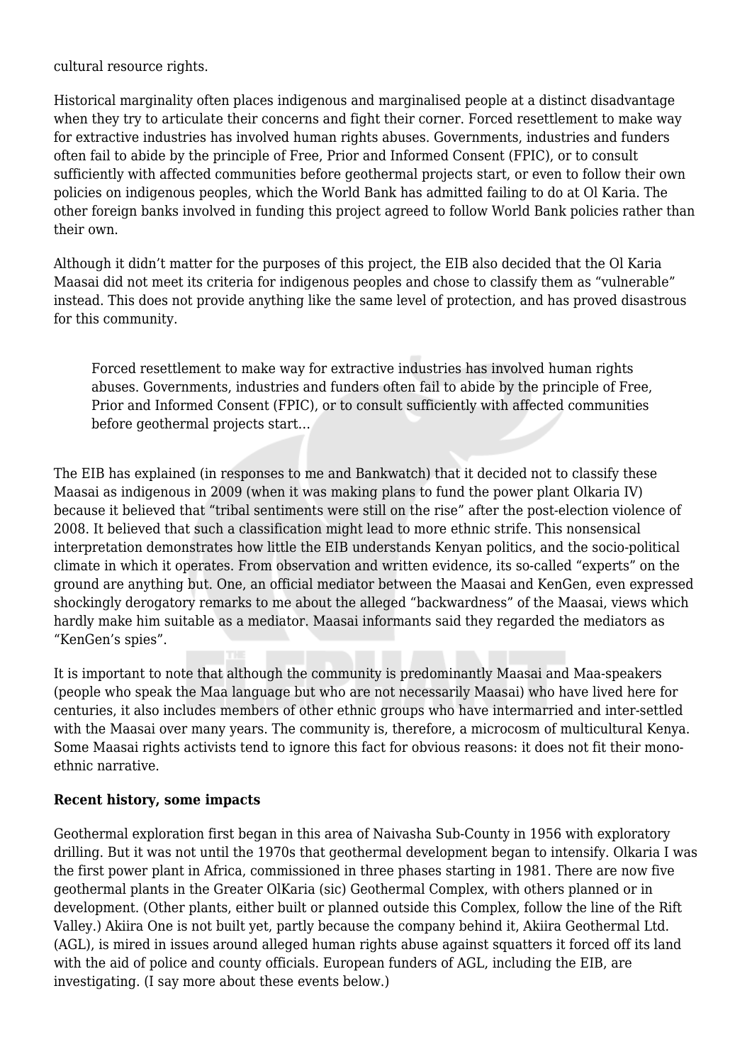cultural resource rights.

Historical marginality often places indigenous and marginalised people at a distinct disadvantage when they try to articulate their concerns and fight their corner. Forced resettlement to make way for extractive industries has involved human rights abuses. Governments, industries and funders often fail to abide by the principle of Free, Prior and Informed Consent (FPIC), or to consult sufficiently with affected communities before geothermal projects start, or even to follow their own policies on indigenous peoples, which the World Bank has admitted failing to do at Ol Karia. The other foreign banks involved in funding this project agreed to follow World Bank policies rather than their own.

Although it didn't matter for the purposes of this project, the EIB also decided that the Ol Karia Maasai did not meet its criteria for indigenous peoples and chose to classify them as "vulnerable" instead. This does not provide anything like the same level of protection, and has proved disastrous for this community.

> Forced resettlement to make way for extractive industries has involved human rights abuses. Governments, industries and funders often fail to abide by the principle of Free, Prior and Informed Consent (FPIC), or to consult sufficiently with affected communities before geothermal projects start…

The EIB has explained (in responses to me and Bankwatch) that it decided not to classify these Maasai as indigenous in 2009 (when it was making plans to fund the power plant Olkaria IV) because it believed that "tribal sentiments were still on the rise" after the post-election violence of 2008. It believed that such a classification might lead to more ethnic strife. This nonsensical interpretation demonstrates how little the EIB understands Kenyan politics, and the socio-political climate in which it operates. From observation and written evidence, its so-called "experts" on the ground are anything but. One, an official mediator between the Maasai and KenGen, even expressed shockingly derogatory remarks to me about the alleged "backwardness" of the Maasai, views which hardly make him suitable as a mediator. Maasai informants said they regarded the mediators as "KenGen's spies".

It is important to note that although the community is predominantly Maasai and Maa-speakers (people who speak the Maa language but who are not necessarily Maasai) who have lived here for centuries, it also includes members of other ethnic groups who have intermarried and inter-settled with the Maasai over many years. The community is, therefore, a microcosm of multicultural Kenya. Some Maasai rights activists tend to ignore this fact for obvious reasons: it does not fit their mono-ethnic narrative.

**Recent history, some impacts**

Geothermal exploration first began in this area of Naivasha Sub-County in 1956 with exploratory drilling. But it was not until the 1970s that geothermal development began to intensify. Olkaria I was the first power plant in Africa, commissioned in three phases starting in 1981. There are now five geothermal plants in the Greater OlKaria (sic) Geothermal Complex, with others planned or in development. (Other plants, either built or planned outside this Complex, follow the line of the Rift Valley.) Akiira One is not built yet, partly because the company behind it, Akiira Geothermal Ltd. (AGL), is mired in issues around alleged human rights abuse against squatters it forced off its land with the aid of police and county officials. European funders of AGL, including the EIB, are investigating. (I say more about these events below.)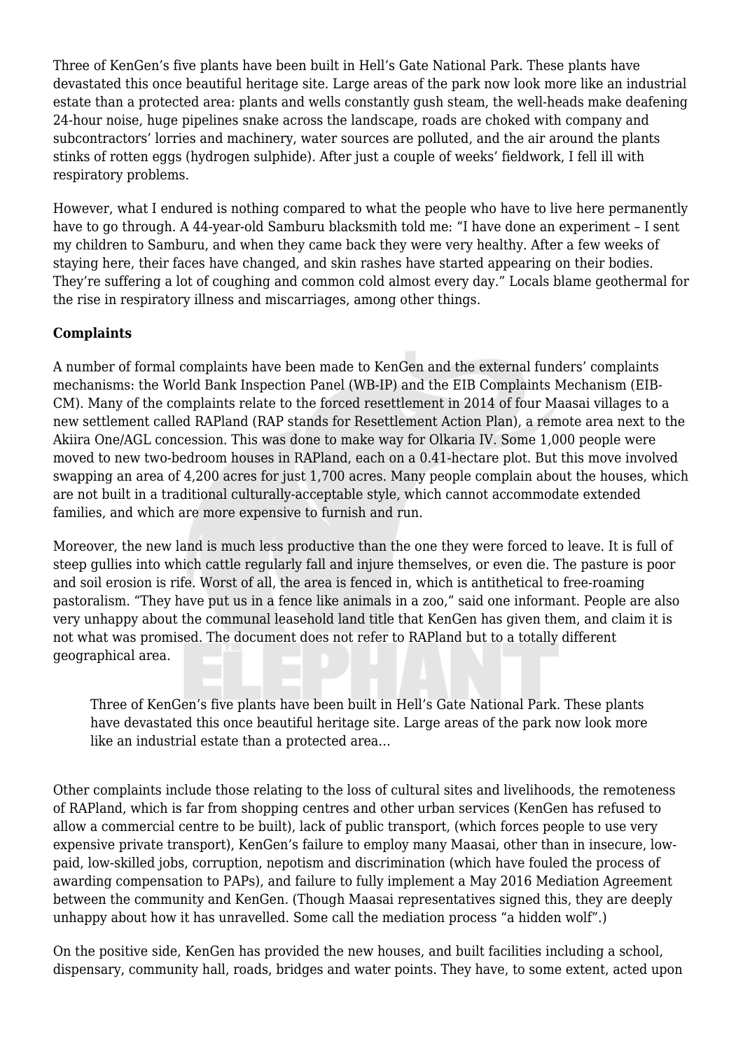Three of KenGen's five plants have been built in Hell's Gate National Park. These plants have devastated this once beautiful heritage site. Large areas of the park now look more like an industrial estate than a protected area: plants and wells constantly gush steam, the well-heads make deafening 24-hour noise, huge pipelines snake across the landscape, roads are choked with company and subcontractors' lorries and machinery, water sources are polluted, and the air around the plants stinks of rotten eggs (hydrogen sulphide). After just a couple of weeks' fieldwork, I fell ill with respiratory problems.

However, what I endured is nothing compared to what the people who have to live here permanently have to go through. A 44-year-old Samburu blacksmith told me: "I have done an experiment – I sent my children to Samburu, and when they came back they were very healthy. After a few weeks of staying here, their faces have changed, and skin rashes have started appearing on their bodies. They're suffering a lot of coughing and common cold almost every day." Locals blame geothermal for the rise in respiratory illness and miscarriages, among other things.

**Complaints**

A number of formal complaints have been made to KenGen and the external funders' complaints mechanisms: the World Bank Inspection Panel (WB-IP) and the EIB Complaints Mechanism (EIB-CM). Many of the complaints relate to the forced resettlement in 2014 of four Maasai villages to a new settlement called RAPland (RAP stands for Resettlement Action Plan), a remote area next to the Akiira One/AGL concession. This was done to make way for Olkaria IV. Some 1,000 people were moved to new two-bedroom houses in RAPland, each on a 0.41-hectare plot. But this move involved swapping an area of 4,200 acres for just 1,700 acres. Many people complain about the houses, which are not built in a traditional culturally-acceptable style, which cannot accommodate extended families, and which are more expensive to furnish and run.

Moreover, the new land is much less productive than the one they were forced to leave. It is full of steep gullies into which cattle regularly fall and injure themselves, or even die. The pasture is poor and soil erosion is rife. Worst of all, the area is fenced in, which is antithetical to free-roaming pastoralism. "They have put us in a fence like animals in a zoo," said one informant. People are also very unhappy about the communal leasehold land title that KenGen has given them, and claim it is not what was promised. The document does not refer to RAPland but to a totally different geographical area.

> Three of KenGen's five plants have been built in Hell's Gate National Park. These plants have devastated this once beautiful heritage site. Large areas of the park now look more like an industrial estate than a protected area…

Other complaints include those relating to the loss of cultural sites and livelihoods, the remoteness of RAPland, which is far from shopping centres and other urban services (KenGen has refused to allow a commercial centre to be built), lack of public transport, (which forces people to use very expensive private transport), KenGen's failure to employ many Maasai, other than in insecure, low-paid, low-skilled jobs, corruption, nepotism and discrimination (which have fouled the process of awarding compensation to PAPs), and failure to fully implement a May 2016 Mediation Agreement between the community and KenGen. (Though Maasai representatives signed this, they are deeply unhappy about how it has unravelled. Some call the mediation process "a hidden wolf".)

On the positive side, KenGen has provided the new houses, and built facilities including a school, dispensary, community hall, roads, bridges and water points. They have, to some extent, acted upon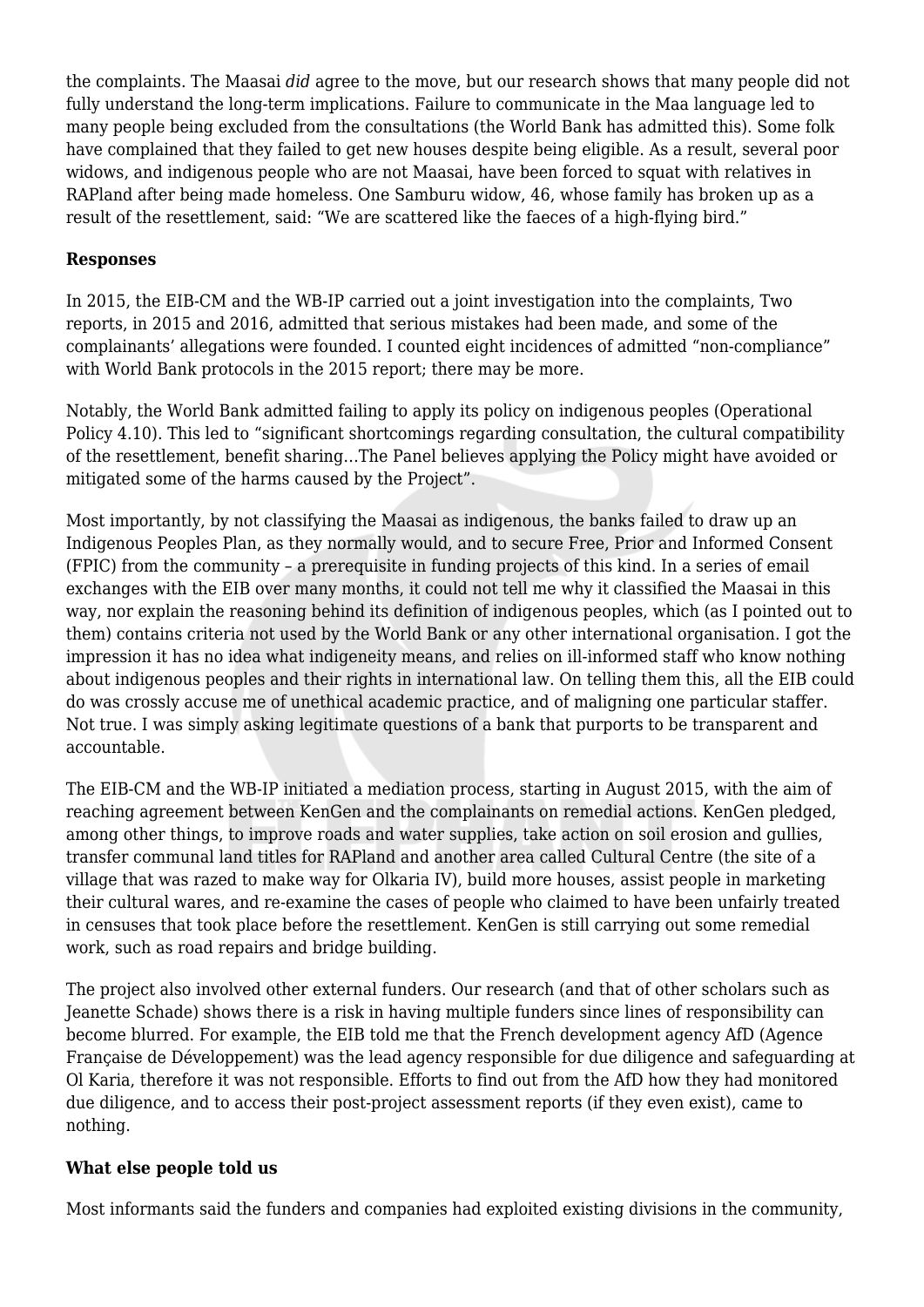the complaints. The Maasai *did* agree to the move, but our research shows that many people did not fully understand the long-term implications. Failure to communicate in the Maa language led to many people being excluded from the consultations (the World Bank has admitted this). Some folk have complained that they failed to get new houses despite being eligible. As a result, several poor widows, and indigenous people who are not Maasai, have been forced to squat with relatives in RAPland after being made homeless. One Samburu widow, 46, whose family has broken up as a result of the resettlement, said: "We are scattered like the faeces of a high-flying bird."

**Responses**

In 2015, the EIB-CM and the WB-IP carried out a joint investigation into the complaints, Two reports, in 2015 and 2016, admitted that serious mistakes had been made, and some of the complainants' allegations were founded. I counted eight incidences of admitted "non-compliance" with World Bank protocols in the 2015 report; there may be more.

Notably, the World Bank admitted failing to apply its policy on indigenous peoples (Operational Policy 4.10). This led to "significant shortcomings regarding consultation, the cultural compatibility of the resettlement, benefit sharing…The Panel believes applying the Policy might have avoided or mitigated some of the harms caused by the Project".

Most importantly, by not classifying the Maasai as indigenous, the banks failed to draw up an Indigenous Peoples Plan, as they normally would, and to secure Free, Prior and Informed Consent (FPIC) from the community – a prerequisite in funding projects of this kind. In a series of email exchanges with the EIB over many months, it could not tell me why it classified the Maasai in this way, nor explain the reasoning behind its definition of indigenous peoples, which (as I pointed out to them) contains criteria not used by the World Bank or any other international organisation. I got the impression it has no idea what indigeneity means, and relies on ill-informed staff who know nothing about indigenous peoples and their rights in international law. On telling them this, all the EIB could do was crossly accuse me of unethical academic practice, and of maligning one particular staffer. Not true. I was simply asking legitimate questions of a bank that purports to be transparent and accountable.

The EIB-CM and the WB-IP initiated a mediation process, starting in August 2015, with the aim of reaching agreement between KenGen and the complainants on remedial actions. KenGen pledged, among other things, to improve roads and water supplies, take action on soil erosion and gullies, transfer communal land titles for RAPland and another area called Cultural Centre (the site of a village that was razed to make way for Olkaria IV), build more houses, assist people in marketing their cultural wares, and re-examine the cases of people who claimed to have been unfairly treated in censuses that took place before the resettlement. KenGen is still carrying out some remedial work, such as road repairs and bridge building.

The project also involved other external funders. Our research (and that of other scholars such as Jeanette Schade) shows there is a risk in having multiple funders since lines of responsibility can become blurred. For example, the EIB told me that the French development agency AfD (Agence Française de Développement) was the lead agency responsible for due diligence and safeguarding at Ol Karia, therefore it was not responsible. Efforts to find out from the AfD how they had monitored due diligence, and to access their post-project assessment reports (if they even exist), came to nothing.

**What else people told us**

Most informants said the funders and companies had exploited existing divisions in the community,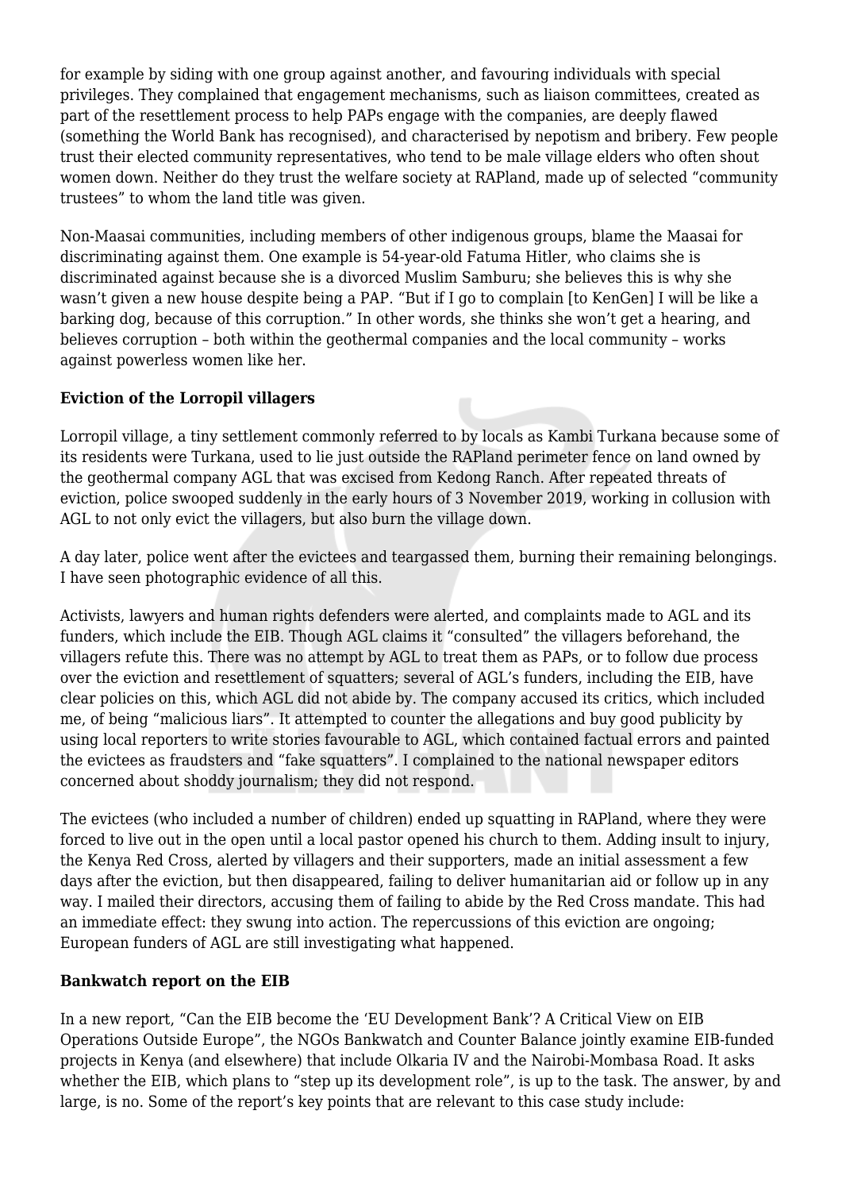for example by siding with one group against another, and favouring individuals with special privileges. They complained that engagement mechanisms, such as liaison committees, created as part of the resettlement process to help PAPs engage with the companies, are deeply flawed (something the World Bank has recognised), and characterised by nepotism and bribery. Few people trust their elected community representatives, who tend to be male village elders who often shout women down. Neither do they trust the welfare society at RAPland, made up of selected "community trustees" to whom the land title was given.

Non-Maasai communities, including members of other indigenous groups, blame the Maasai for discriminating against them. One example is 54-year-old Fatuma Hitler, who claims she is discriminated against because she is a divorced Muslim Samburu; she believes this is why she wasn't given a new house despite being a PAP. "But if I go to complain [to KenGen] I will be like a barking dog, because of this corruption." In other words, she thinks she won't get a hearing, and believes corruption – both within the geothermal companies and the local community – works against powerless women like her.

**Eviction of the Lorropil villagers**

Lorropil village, a tiny settlement commonly referred to by locals as Kambi Turkana because some of its residents were Turkana, used to lie just outside the RAPland perimeter fence on land owned by the geothermal company AGL that was excised from Kedong Ranch. After repeated threats of eviction, police swooped suddenly in the early hours of 3 November 2019, working in collusion with AGL to not only evict the villagers, but also burn the village down.

A day later, police went after the evictees and teargassed them, burning their remaining belongings. I have seen photographic evidence of all this.

Activists, lawyers and human rights defenders were alerted, and complaints made to AGL and its funders, which include the EIB. Though AGL claims it "consulted" the villagers beforehand, the villagers refute this. There was no attempt by AGL to treat them as PAPs, or to follow due process over the eviction and resettlement of squatters; several of AGL's funders, including the EIB, have clear policies on this, which AGL did not abide by. The company accused its critics, which included me, of being "malicious liars". It attempted to counter the allegations and buy good publicity by using local reporters to write stories favourable to AGL, which contained factual errors and painted the evictees as fraudsters and "fake squatters". I complained to the national newspaper editors concerned about shoddy journalism; they did not respond.

The evictees (who included a number of children) ended up squatting in RAPland, where they were forced to live out in the open until a local pastor opened his church to them. Adding insult to injury, the Kenya Red Cross, alerted by villagers and their supporters, made an initial assessment a few days after the eviction, but then disappeared, failing to deliver humanitarian aid or follow up in any way. I mailed their directors, accusing them of failing to abide by the Red Cross mandate. This had an immediate effect: they swung into action. The repercussions of this eviction are ongoing; European funders of AGL are still investigating what happened.

**Bankwatch report on the EIB**

In a new report, "Can the EIB become the 'EU Development Bank'? A Critical View on EIB Operations Outside Europe", the NGOs Bankwatch and Counter Balance jointly examine EIB-funded projects in Kenya (and elsewhere) that include Olkaria IV and the Nairobi-Mombasa Road. It asks whether the EIB, which plans to "step up its development role", is up to the task. The answer, by and large, is no. Some of the report's key points that are relevant to this case study include: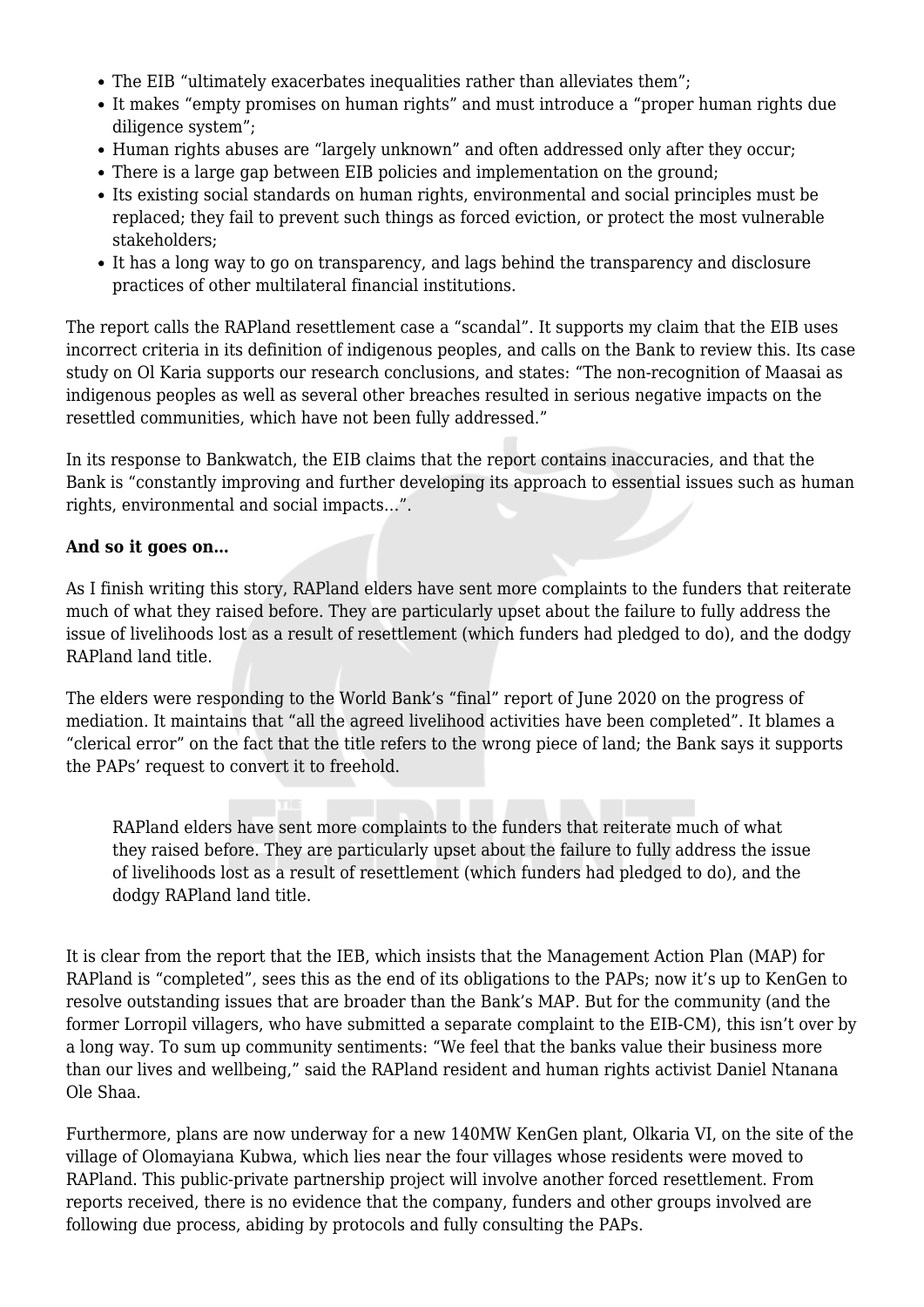- The EIB "ultimately exacerbates inequalities rather than alleviates them";
- It makes "empty promises on human rights" and must introduce a "proper human rights due diligence system";
- Human rights abuses are "largely unknown" and often addressed only after they occur;
- There is a large gap between EIB policies and implementation on the ground;
- Its existing social standards on human rights, environmental and social principles must be replaced; they fail to prevent such things as forced eviction, or protect the most vulnerable stakeholders;
- It has a long way to go on transparency, and lags behind the transparency and disclosure practices of other multilateral financial institutions.

The report calls the RAPland resettlement case a "scandal". It supports my claim that the EIB uses incorrect criteria in its definition of indigenous peoples, and calls on the Bank to review this. Its case study on Ol Karia supports our research conclusions, and states: "The non-recognition of Maasai as indigenous peoples as well as several other breaches resulted in serious negative impacts on the resettled communities, which have not been fully addressed."

In its response to Bankwatch, the EIB claims that the report contains inaccuracies, and that the Bank is "constantly improving and further developing its approach to essential issues such as human rights, environmental and social impacts…".

**And so it goes on…**

As I finish writing this story, RAPland elders have sent more complaints to the funders that reiterate much of what they raised before. They are particularly upset about the failure to fully address the issue of livelihoods lost as a result of resettlement (which funders had pledged to do), and the dodgy RAPland land title.

The elders were responding to the World Bank's "final" report of June 2020 on the progress of mediation. It maintains that "all the agreed livelihood activities have been completed". It blames a "clerical error" on the fact that the title refers to the wrong piece of land; the Bank says it supports the PAPs' request to convert it to freehold.

> RAPland elders have sent more complaints to the funders that reiterate much of what they raised before. They are particularly upset about the failure to fully address the issue of livelihoods lost as a result of resettlement (which funders had pledged to do), and the dodgy RAPland land title.

It is clear from the report that the IEB, which insists that the Management Action Plan (MAP) for RAPland is "completed", sees this as the end of its obligations to the PAPs; now it's up to KenGen to resolve outstanding issues that are broader than the Bank's MAP. But for the community (and the former Lorropil villagers, who have submitted a separate complaint to the EIB-CM), this isn't over by a long way. To sum up community sentiments: "We feel that the banks value their business more than our lives and wellbeing," said the RAPland resident and human rights activist Daniel Ntanana Ole Shaa.

Furthermore, plans are now underway for a new 140MW KenGen plant, Olkaria VI, on the site of the village of Olomayiana Kubwa, which lies near the four villages whose residents were moved to RAPland. This public-private partnership project will involve another forced resettlement. From reports received, there is no evidence that the company, funders and other groups involved are following due process, abiding by protocols and fully consulting the PAPs.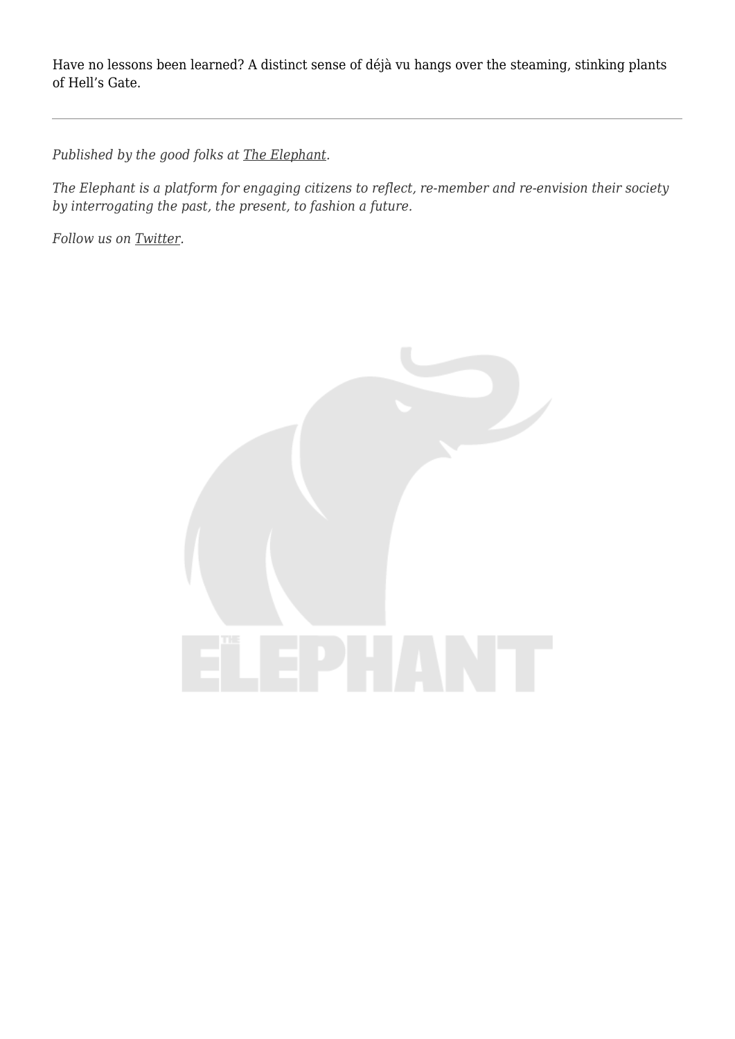Have no lessons been learned? A distinct sense of déjà vu hangs over the steaming, stinking plants of Hell's Gate.

---

*Published by the good folks at The Elephant.*

*The Elephant is a platform for engaging citizens to reflect, re-member and re-envision their society by interrogating the past, the present, to fashion a future.*

*Follow us on Twitter.*